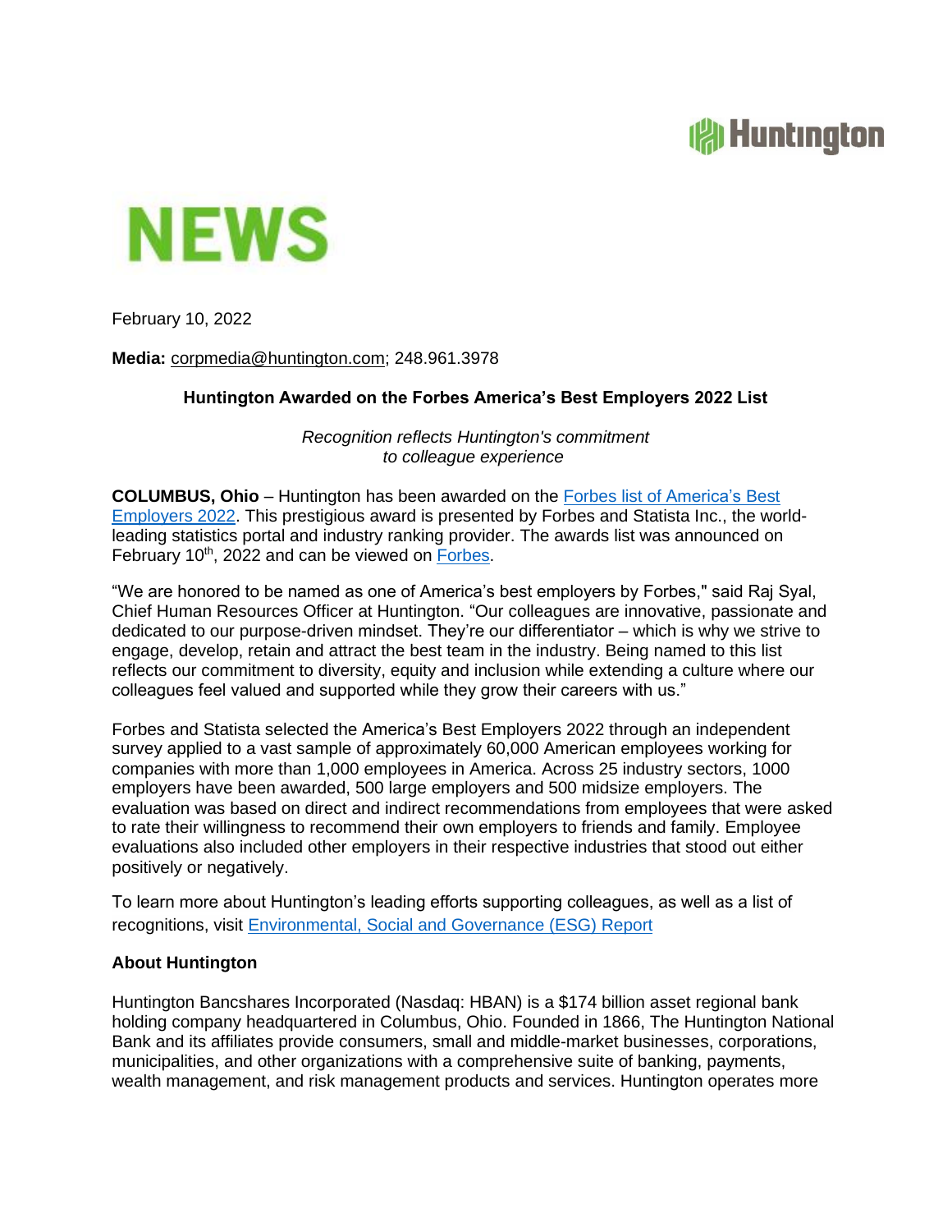Huntington

# NEWS

February 10, 2022

**Media:** corpmedia@huntington.com; 248.961.3978

## Huntington Awarded on the Forbes America's Best Employers 2022 List

*Recognition reflects Huntington's commitment to colleague experience*

**COLUMBUS, Ohio** – Huntington has been awarded on the Forbes list of America's Best Employers 2022. This prestigious award is presented by Forbes and Statista Inc., the world-leading statistics portal and industry ranking provider. The awards list was announced on February 10th, 2022 and can be viewed on Forbes.

"We are honored to be named as one of America's best employers by Forbes," said Raj Syal, Chief Human Resources Officer at Huntington. "Our colleagues are innovative, passionate and dedicated to our purpose-driven mindset. They're our differentiator – which is why we strive to engage, develop, retain and attract the best team in the industry. Being named to this list reflects our commitment to diversity, equity and inclusion while extending a culture where our colleagues feel valued and supported while they grow their careers with us."

Forbes and Statista selected the America's Best Employers 2022 through an independent survey applied to a vast sample of approximately 60,000 American employees working for companies with more than 1,000 employees in America. Across 25 industry sectors, 1000 employers have been awarded, 500 large employers and 500 midsize employers. The evaluation was based on direct and indirect recommendations from employees that were asked to rate their willingness to recommend their own employers to friends and family. Employee evaluations also included other employers in their respective industries that stood out either positively or negatively.

To learn more about Huntington's leading efforts supporting colleagues, as well as a list of recognitions, visit Environmental, Social and Governance (ESG) Report

### About Huntington

Huntington Bancshares Incorporated (Nasdaq: HBAN) is a $174 billion asset regional bank holding company headquartered in Columbus, Ohio. Founded in 1866, The Huntington National Bank and its affiliates provide consumers, small and middle-market businesses, corporations, municipalities, and other organizations with a comprehensive suite of banking, payments, wealth management, and risk management products and services. Huntington operates more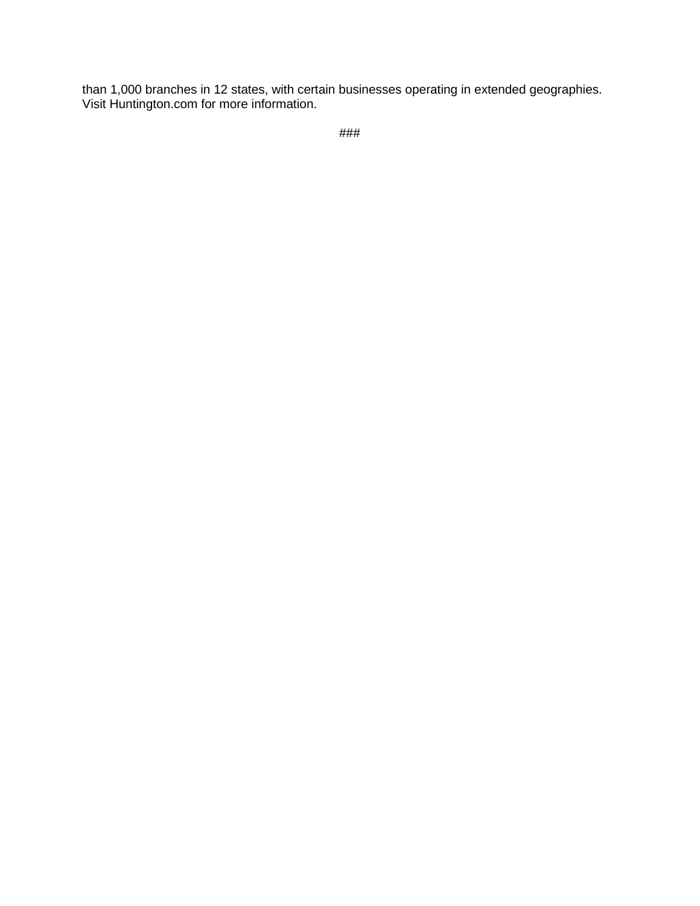than 1,000 branches in 12 states, with certain businesses operating in extended geographies. Visit Huntington.com for more information.

###